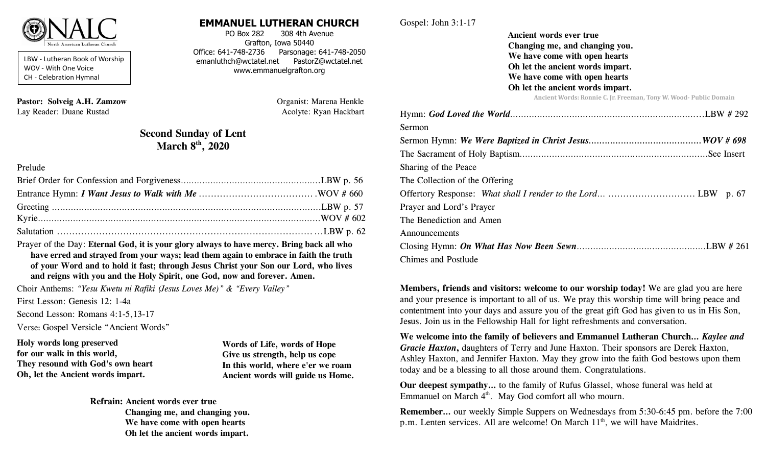NALC North American Lutheran Church

LBW - Lutheran Book of Worship
WOV - With One Voice
CH - Celebration Hymnal

# EMMANUEL LUTHERAN CHURCH

PO Box 282 308 4th Avenue
Grafton, Iowa 50440
Office: 641-748-2736 Parsonage: 641-748-2050
emanluthch@wctatel.net PastorZ@wctatel.net
www.emmanuelgrafton.org

**Pastor: Solveig A.H. Zamzow** Organist: Marena Henkle
Lay Reader: Duane Rustad Acolyte: Ryan Hackbart

## Second Sunday of Lent
## March 8th, 2020

Prelude

Brief Order for Confession and Forgiveness....................................................LBW p. 56

Entrance Hymn: ***I Want Jesus to Walk with Me*** ......................................WOV # 660

Greeting ....................................................................................................LBW p. 57

Kyrie.........................................................................................................WOV # 602

Salutation ....................................................................................................LBW p. 62

Prayer of the Day: **Eternal God, it is your glory always to have mercy. Bring back all who have erred and strayed from your ways; lead them again to embrace in faith the truth of your Word and to hold it fast; through Jesus Christ your Son our Lord, who lives and reigns with you and the Holy Spirit, one God, now and forever. Amen.**

Choir Anthems: *"Yesu Kwetu ni Rafiki (Jesus Loves Me)" & "Every Valley"*

First Lesson: Genesis 12: 1-4a

Second Lesson: Romans 4:1-5,13-17

Verse: Gospel Versicle "Ancient Words"

**Holy words long preserved**
**for our walk in this world,**
**They resound with God's own heart**
**Oh, let the Ancient words impart.**

**Words of Life, words of Hope**
**Give us strength, help us cope**
**In this world, where e'er we roam**
**Ancient words will guide us Home.**

**Refrain: Ancient words ever true**
**Changing me, and changing you.**
**We have come with open hearts**
**Oh let the ancient words impart.**

Gospel: John 3:1-17

**Ancient words ever true**
**Changing me, and changing you.**
**We have come with open hearts**
**Oh let the ancient words impart.**
**We have come with open hearts**
**Oh let the ancient words impart.**

Ancient Words: Ronnie C. Jr. Freeman, Tony W. Wood- Public Domain

Hymn: ***God Loved the World***..........................................................................LBW # 292

Sermon

Sermon Hymn: ***We Were Baptized in Christ Jesus***.....................................***WOV # 698***

The Sacrament of Holy Baptism..........................................................................See Insert

Sharing of the Peace

The Collection of the Offering

Offertory Response: *What shall I render to the Lord…* ............................ LBW p. 67

Prayer and Lord's Prayer

The Benediction and Amen

Announcements

Closing Hymn: ***On What Has Now Been Sewn***...............................................LBW # 261

Chimes and Postlude

**Members, friends and visitors: welcome to our worship today!** We are glad you are here and your presence is important to all of us. We pray this worship time will bring peace and contentment into your days and assure you of the great gift God has given to us in His Son, Jesus. Join us in the Fellowship Hall for light refreshments and conversation.

**We welcome into the family of believers and Emmanuel Lutheran Church…** ***Kaylee and Gracie Haxton*****,** daughters of Terry and June Haxton. Their sponsors are Derek Haxton, Ashley Haxton, and Jennifer Haxton. May they grow into the faith God bestows upon them today and be a blessing to all those around them. Congratulations.

**Our deepest sympathy…** to the family of Rufus Glassel, whose funeral was held at Emmanuel on March 4th. May God comfort all who mourn.

**Remember…** our weekly Simple Suppers on Wednesdays from 5:30-6:45 pm. before the 7:00 p.m. Lenten services. All are welcome! On March 11th, we will have Maidrites.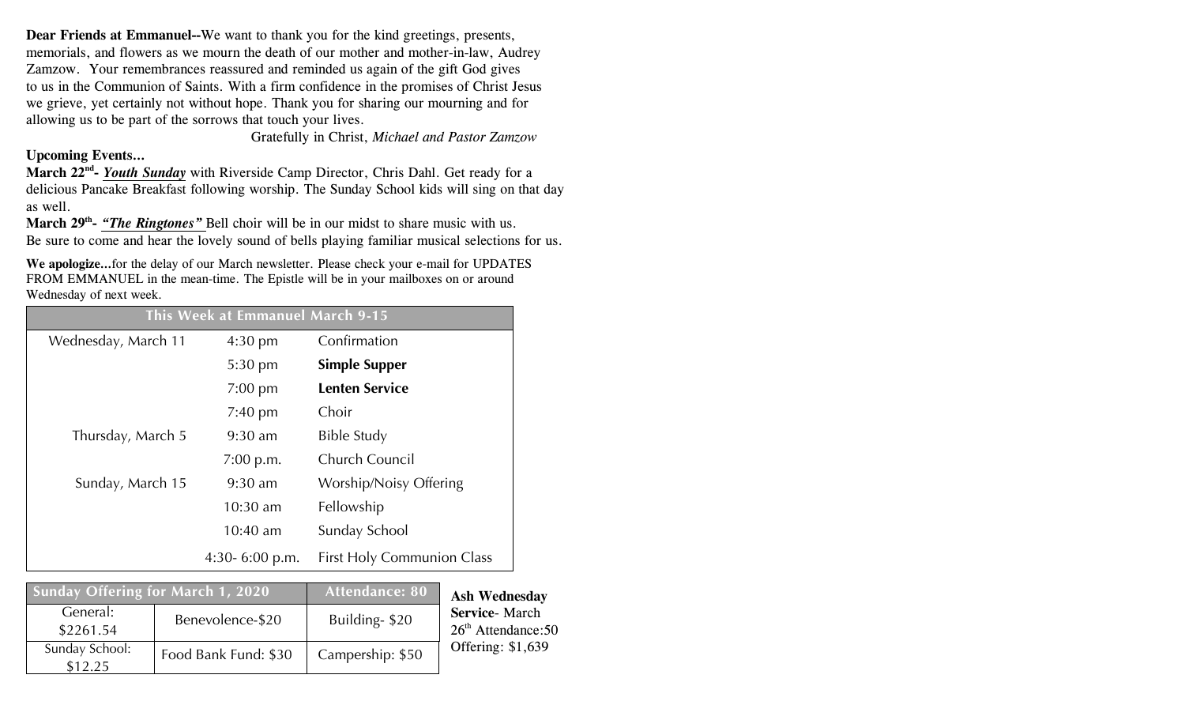**Dear Friends at Emmanuel--**We want to thank you for the kind greetings, presents, memorials, and flowers as we mourn the death of our mother and mother-in-law, Audrey Zamzow. Your remembrances reassured and reminded us again of the gift God gives to us in the Communion of Saints. With a firm confidence in the promises of Christ Jesus we grieve, yet certainly not without hope. Thank you for sharing our mourning and for allowing us to be part of the sorrows that touch your lives.

Gratefully in Christ, *Michael and Pastor Zamzow*

**Upcoming Events...**

**March 22nd-** ***Youth Sunday*** with Riverside Camp Director, Chris Dahl. Get ready for a delicious Pancake Breakfast following worship. The Sunday School kids will sing on that day as well.

**March 29th-** ***"The Ringtones"*** Bell choir will be in our midst to share music with us. Be sure to come and hear the lovely sound of bells playing familiar musical selections for us.

**We apologize...**for the delay of our March newsletter. Please check your e-mail for UPDATES FROM EMMANUEL in the mean-time. The Epistle will be in your mailboxes on or around Wednesday of next week.

| This Week at Emmanuel March 9-15 | | |
|---|---|---|
| Wednesday, March 11 | 4:30 pm | Confirmation |
| | 5:30 pm | **Simple Supper** |
| | 7:00 pm | **Lenten Service** |
| | 7:40 pm | Choir |
| Thursday, March 5 | 9:30 am | Bible Study |
| | 7:00 p.m. | Church Council |
| Sunday, March 15 | 9:30 am | Worship/Noisy Offering |
| | 10:30 am | Fellowship |
| | 10:40 am | Sunday School |
| | 4:30- 6:00 p.m. | First Holy Communion Class |

| Sunday Offering for March 1, 2020 | | Attendance: 80 |
|---|---|---|
| General: $2261.54 | Benevolence-$20 | Building- $20 |
| Sunday School: $12.25 | Food Bank Fund: $30 | Campership: $50 |

**Ash Wednesday Service**- March 26th Attendance:50 Offering: $1,639